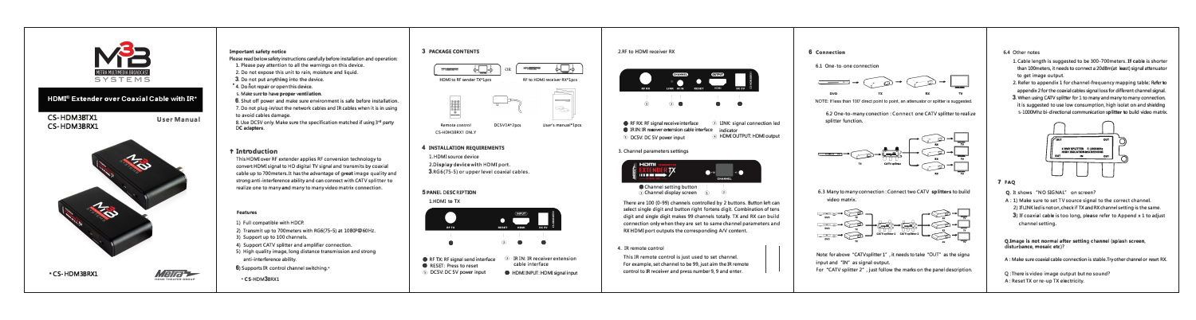M3B

METRA MULTIMEDIA BROADCAST SYSTEMS

# HDMI® Extender over Coaxial Cable with IR*

CS-HDM3BTX1
CS-HDM3BRX1

User Manual

* CS-HDM3BRX1

## Important safety notice

Please read below safety instructions carefully before installation and operation:

1. Please pay attention to all the warnings on this device.
2. Do not expose this unit to rain, moisture and liquid.
3. Do not put anything into the device.
4. Do not repair or open this device.
5. Make sure to have proper ventilation.
6. Shut off power and make sure environment is safe before installation.
7. Do not plug-in/out the network cables and IR cables when it is in using to avoid cables damage.
8. Use DC5V only. Make sure the specification matched if using 3rd party DC adapters.

## 1 Introduction

This HDMI over RF extender applies RF conversion technology to convert HDMI signal to HD digital TV signal and transmits by coaxial cable up to 700meters. It has the advantage of great image quality and strong anti-interference ability and can connect with CATV splitter to realize one to many and many to many video matrix connection.

### Features

1) Full compatible with HDCP.
2) Transmit up to 700meters with RG6(75-5) at 1080P@60Hz.
3) Support up to 100 channels.
4) Support CATV splitter and amplifier connection.
5) High quality image, long distance transmission and strong anti-interference ability.
6) Supports IR control channel switching.*

* CS-HDM3BRX1

## 3 PACKAGE CONTENTS

HDMI to RF sender TX*1pcs OR RF to HDMI receiver RX*1pcs

Remote control CS-HDM3BRX1 ONLY

DC5V1A*2pcs

User's manual*1pcs

## 4 INSTALLATION REQUIREMENTS

1. HDMI source device
2. Display device with HDMI port.
3. RG6(75-5) or upper level coaxial cables.

## 5 PANEL DESCRIPTION

### 1. HDMI to TX

① RF TX: RF signal send interface
② RESET: Press to reset
③ DC5V: DC 5V power input
④ IR IN: IR receiver extension cable interface
⑤ HDMI INPUT: HDMI signal input

### 2. RF to HDMI receiver RX

① RF RX: RF signal receive interface
② IR IN: IR receiver extension cable interface
③ DC5V: DC 5V power input
④ LINK: signal connection led indicator
⑤ HDMI OUTPUT: HDMI output

### 3. Channel parameters settings

① Channel setting button
② Channel display screen

There are 100 (0-99) channels controlled by 2 buttons. Button left can select single digit and button right fortens digit. Combination of tens digit and single digit makes 99 channels totally. TX and RX can build connection only when they are set to same channel parameters and RX HDMI port outputs the corresponding A/V content.

### 4. IR remote control

This IR remote control is just used to set channel. For example, set channel to be 99, just aim the IR remote control to IR receiver and press number 9, 9 and enter.

## 6 Connection

### 6.1 One-to-one connection

DVD → TX → RX → TV

NOTE: If less than 100' direct point to point, an attenuator or splitter is suggested.

### 6.2 One-to-many conection : Connect one CATV splitter to realize splitter function.

### 6.3 Many to many connection : Connect two CATV splitters to build video matrix.

Note: for above "CATV splitter 1", it needs to take "OUT" as the signa input and "IN" as signal output.
For "CATV splitter 2", just follow the marks on the panel description.

### 6.4 Other notes

1. Cable length is suggested to be 300-700meters. If cable is shorter than 100meters, it needs to connect a 20dBm(at least) signal attenuator to get image output.
2. Refer to appendix 1 for channel-frequency mapping table; Refer to appendix 2 for the coaxial cables signal loss for different channel signal.
3. When using CATV splitter for 1 to many and many to many connection, it is suggested to use low consumption, high isolation and shielding 5-1000MHz bi-directional communication splitter to build video matrix.

## 7 FAQ

**Q.** It shows "NO SIGNAL" on screen?

A : 1) Make sure to set TV source signal to the correct channel.
2) If LINK led is not on, check if TX and RX channel setting is the same.
3) If coaxial cable is too long, please refer to Append x 1 to adjust channel setting.

**Q. Image is not normal after setting channel (splash screen, disturbance, mosaic etc)?**

A : Make sure coaxial cable connection is stable. Try other channel or reset RX.

Q : There is video image output but no sound?
A : Reset TX or re-up TX electricity.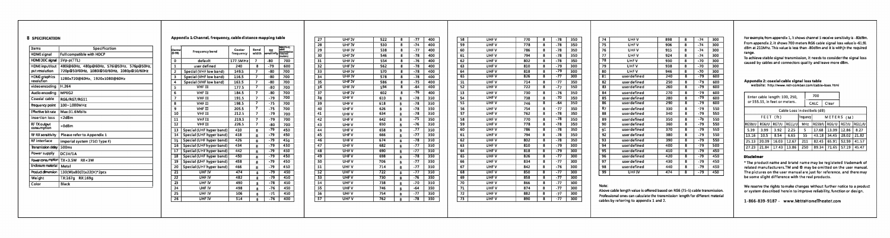## 8 SPECIFICATION

| Items | Specification |
|---|---|
| HDMI signal | Full compatible with HDCP |
| HDMI DDC signal | 5Vp-p(TTL) |
| HDMI input/output resolution | 480i@60Hz, 480p@60Hz, 576i@50Hz, 576p@50Hz, 720p@50/60Hz, 1080i@50/60Hz, 1080p@50/60Hz |
| HDMI graphics resolution | 1280x720@60Hz, 1920x1080@60Hz |
| video encoding | H.264 |
| Audio encoding | MPEG2 |
| Coaxial cable | RG6/RG7/RG11 |
| frequency point | 100~1000MHz |
| Effective bit rate | Max:31.6Mbits |
| insertion loss | <2dBm |
| RF TX output consumption | >0dBm |
| RF RX sensitivity | Please refer to Appendix 1 |
| RF interface | imperial system (75Ω Type F) |
| Transmission delay | 500ms |
| Power supply | DC5V/1A |
| Power consumption | TX<3.5W RX<3W |
| Enclosure material | Metal |
| Product dimension | 130(W)x80(D)x22(H)*2pcs |
| Weight | TX:167g RX:169g |
| Color | Black |

### Appendix 1:Channel, frequency, cable distance mapping table

| Channel (0-99) | Frequency band | Center frequency | Band width | RX sensitivity | Max(75-5) cable transmission Distance (meters) |
|---|---|---|---|---|---|
| 0 | default | 177.5MHz | 7 | -80 | 700 |
| 1 | user defined | 240 | 8 | -79 | 600 |
| 2 | Special (VHF low band) | 149.5 | 7 | -80 | 700 |
| 3 | Special (VHF low band) | 156.5 | 7 | -80 | 700 |
| 4 | Special (VHF low band) | 163.5 | 7 | -80 | 700 |
| 5 | VHF III | 177.5 | 7 | -80 | 700 |
| 6 | VHF III | 184.5 | 7 | -80 | 700 |
| 7 | VHF III | 191.5 | 7 | -79 | 700 |
| 8 | VHF III | 198.5 | 7 | -75 | 700 |
| 9 | VHF III | 205.5 | 7 | -75 | 700 |
| 10 | VHF III | 212.5 | 7 | -79 | 700 |
| 11 | VHF III | 219.5 | 7 | -79 | 700 |
| 12 | VHF III | 226.5 | 7 | -80 | 700 |
| 13 | Special (UHF hyper band) | 410 | 8 | -79 | 450 |
| 14 | Special (UHF hyper band) | 418 | 8 | -79 | 450 |
| 15 | Special (UHF hyper band) | 426 | 8 | -79 | 450 |
| 16 | Special (UHF hyper band) | 434 | 8 | -79 | 450 |
| 17 | Special (UHF hyper band) | 442 | 8 | -79 | 450 |
| 18 | Special (UHF hyper band) | 450 | 8 | -79 | 450 |
| 19 | Special (UHF hyper band) | 458 | 8 | -79 | 450 |
| 20 | Special (UHF hyper band) | 466 | 8 | -79 | 450 |
| 21 | UHF IV | 474 | 8 | -79 | 450 |
| 22 | UHF IV | 482 | 8 | -79 | 450 |
| 23 | UHF IV | 490 | 8 | -78 | 450 |
| 24 | UHF IV | 498 | 8 | -76 | 450 |
| 25 | UHF IV | 506 | 8 | -71 | 450 |
| 26 | UHF IV | 514 | 8 | -76 | 400 |
| 27 | UHF IV | 522 | 8 | -77 | 400 |
| 28 | UHF IV | 530 | 8 | -74 | 400 |
| 29 | UHF IV | 538 | 8 | -77 | 400 |
| 30 | UHF IV | 546 | 8 | -78 | 400 |
| 31 | UHF IV | 554 | 8 | -76 | 400 |
| 32 | UHF IV | 562 | 8 | -78 | 400 |
| 33 | UHF IV | 570 | 8 | -78 | 400 |
| 34 | UHF IV | 578 | 8 | -78 | 400 |
| 35 | UHF IV | 586 | 8 | -75 | 400 |
| 36 | UHF IV | 594 | 8 | -64 | 400 |
| 37 | UHF IV | 602 | 8 | -76 | 400 |
| 38 | UHF V | 610 | 8 | -78 | 350 |
| 39 | UHF V | 618 | 8 | -78 | 350 |
| 40 | UHF V | 626 | 8 | -78 | 350 |
| 41 | UHF V | 634 | 8 | -78 | 350 |
| 42 | UHF V | 642 | 8 | -75 | 350 |
| 43 | UHF V | 650 | 8 | -76 | 350 |
| 44 | UHF V | 658 | 8 | -77 | 350 |
| 45 | UHF V | 666 | 8 | -77 | 350 |
| 46 | UHF V | 674 | 8 | -78 | 350 |
| 47 | UHF V | 682 | 8 | -77 | 310 |
| 48 | UHF V | 690 | 8 | -77 | 310 |
| 49 | UHF V | 698 | 8 | -78 | 350 |
| 50 | UHF V | 706 | 8 | -77 | 350 |
| 51 | UHF V | 714 | 8 | -77 | 350 |
| 52 | UHF V | 722 | 8 | -77 | 350 |
| 53 | UHF V | 730 | 8 | -76 | 350 |
| 54 | UHF V | 738 | 8 | -70 | 350 |
| 55 | UHF V | 746 | 8 | -64 | 350 |
| 56 | UHF V | 754 | 8 | -77 | 350 |
| 57 | UHF V | 762 | 8 | -78 | 350 |
| 58 | UHF V | 770 | 8 | -78 | 350 |
| 59 | UHF V | 778 | 8 | -78 | 350 |
| 60 | UHF V | 786 | 8 | -78 | 350 |
| 61 | UHF V | 794 | 8 | -78 | 350 |
| 62 | UHF V | 802 | 8 | -78 | 350 |
| 63 | UHF V | 810 | 8 | -79 | 300 |
| 64 | UHF V | 818 | 8 | -79 | 300 |
| 65 | UHF V | 826 | 8 | -77 | 300 |
| 51 | UHF V | 714 | 8 | -77 | 350 |
| 52 | UHF V | 722 | 8 | -77 | 350 |
| 53 | UHF V | 730 | 8 | -76 | 350 |
| 54 | UHF V | 738 | 8 | -70 | 350 |
| 55 | UHF V | 746 | 8 | -64 | 350 |
| 56 | UHF V | 754 | 8 | -77 | 350 |
| 57 | UHF V | 762 | 8 | -78 | 350 |
| 58 | UHF V | 770 | 8 | -78 | 350 |
| 59 | UHF V | 778 | 8 | -78 | 350 |
| 60 | UHF V | 786 | 8 | -78 | 350 |
| 61 | UHF V | 794 | 8 | -78 | 350 |
| 62 | UHF V | 802 | 8 | -78 | 350 |
| 63 | UHF V | 810 | 8 | -79 | 300 |
| 64 | UHF V | 818 | 8 | -79 | 300 |
| 65 | UHF V | 826 | 8 | -77 | 300 |
| 66 | UHF V | 834 | 8 | -77 | 300 |
| 67 | UHF V | 842 | 8 | -76 | 300 |
| 68 | UHF V | 850 | 8 | -77 | 300 |
| 69 | UHF V | 858 | 8 | -77 | 300 |
| 70 | UHF V | 866 | 8 | -77 | 300 |
| 71 | UHF V | 874 | 8 | -77 | 300 |
| 72 | UHF V | 882 | 8 | -77 | 300 |
| 73 | UHF V | 890 | 8 | -77 | 300 |
| 74 | UHF V | 898 | 8 | -74 | 300 |
| 75 | UHF V | 906 | 8 | -74 | 300 |
| 76 | UHF V | 915 | 8 | -74 | 300 |
| 77 | UHF V | 924 | 8 | -74 | 300 |
| 78 | UHF V | 930 | 8 | -70 | 300 |
| 79 | UHF V | 938 | 8 | -70 | 300 |
| 80 | UHF V | 946 | 8 | -70 | 300 |
| 81 | userdefined | 240 | 8 | -79 | 600 |
| 82 | userdefined | 250 | 8 | -79 | 600 |
| 83 | userdefined | 260 | 8 | -79 | 600 |
| 84 | userdefined | 270 | 8 | -79 | 600 |
| 85 | userdefined | 280 | 8 | -79 | 600 |
| 86 | userdefined | 290 | 8 | -79 | 600 |
| 87 | userdefined | 330 | 8 | -79 | 550 |
| 88 | userdefined | 340 | 8 | -79 | 550 |
| 89 | userdefined | 350 | 8 | -79 | 550 |
| 90 | userdefined | 360 | 8 | -79 | 550 |
| 91 | userdefined | 370 | 8 | -79 | 550 |
| 92 | userdefined | 380 | 8 | -79 | 550 |
| 93 | userdefined | 390 | 8 | -79 | 550 |
| 94 | userdefined | 400 | 8 | -79 | 500 |
| 95 | userdefined | 410 | 8 | -79 | 450 |
| 96 | userdefined | 420 | 8 | -79 | 450 |
| 97 | userdefined | 430 | 8 | -79 | 450 |
| 98 | userdefined | 440 | 8 | -79 | 450 |
| 99 | UHF IV | 474 | 8 | -79 | 450 |

Note:

Above cable length value is offered based on RG6 (75-5) cable transmission. Professional ones can calculate the transmission length for different material cables by referring to appendix 1 and 2.

For example, from appendix 1, it shows channel 5 receive sensitivity is -80dBm. From appendix 2, it shows 700 meters RG6 cable signal loss value is -61.91 dBm at 211Mhz. This value is less than -80dBm and it is within the required range.

To achieve stable signal transmission, it needs to consider the signal loss caused by cables and connectors quality and leave more dBm.

### Appendix 2: coaxial cable signal loss table

website: http://www.net-comber.com/cable-loss.html

Enter cable length: 100, 250, or 555.55, in feet or meters. [700] CALC Clear

Cable Loss in decibels (dB)

| FEET (ft) | | | | Frequency | METERS (M) | | | |
|---|---|---|---|---|---|---|---|---|
| RG59/U | RG6/U | RG7/U | RG11/U | MHz | RG59/U | RG6/U | RG7/U | RG11/U |
| 5.39 | 3.99 | 3.92 | 2.25 | 5 | 17.68 | 13.09 | 12.86 | 8.27 |
| 13.16 | 10.5 | 8.54 | 6.65 | 55 | 43.18 | 34.45 | 28.02 | 21.82 |
| 25.13 | 20.09 | 16.03 | 12.67 | 211 | 82.45 | 65.91 | 52.59 | 41.57 |
| 27.23 | 21.84 | 17.43 | 13.86 | 250 | 89.34 | 71.65 | 57.19 | 45.47 |

### Disclaimer

* The product name and brand name may be registered trademark of related manufacturers.TM and ® may be omitted on the user manual. The pictures on the user manual are just for reference, and there may be some slight difference with the real products.

We reserve the rights to make changes without further notice to a product or system described herein to improve reliability, function or design.

1-866-839-9187 · www.MetraHomeTheater.com